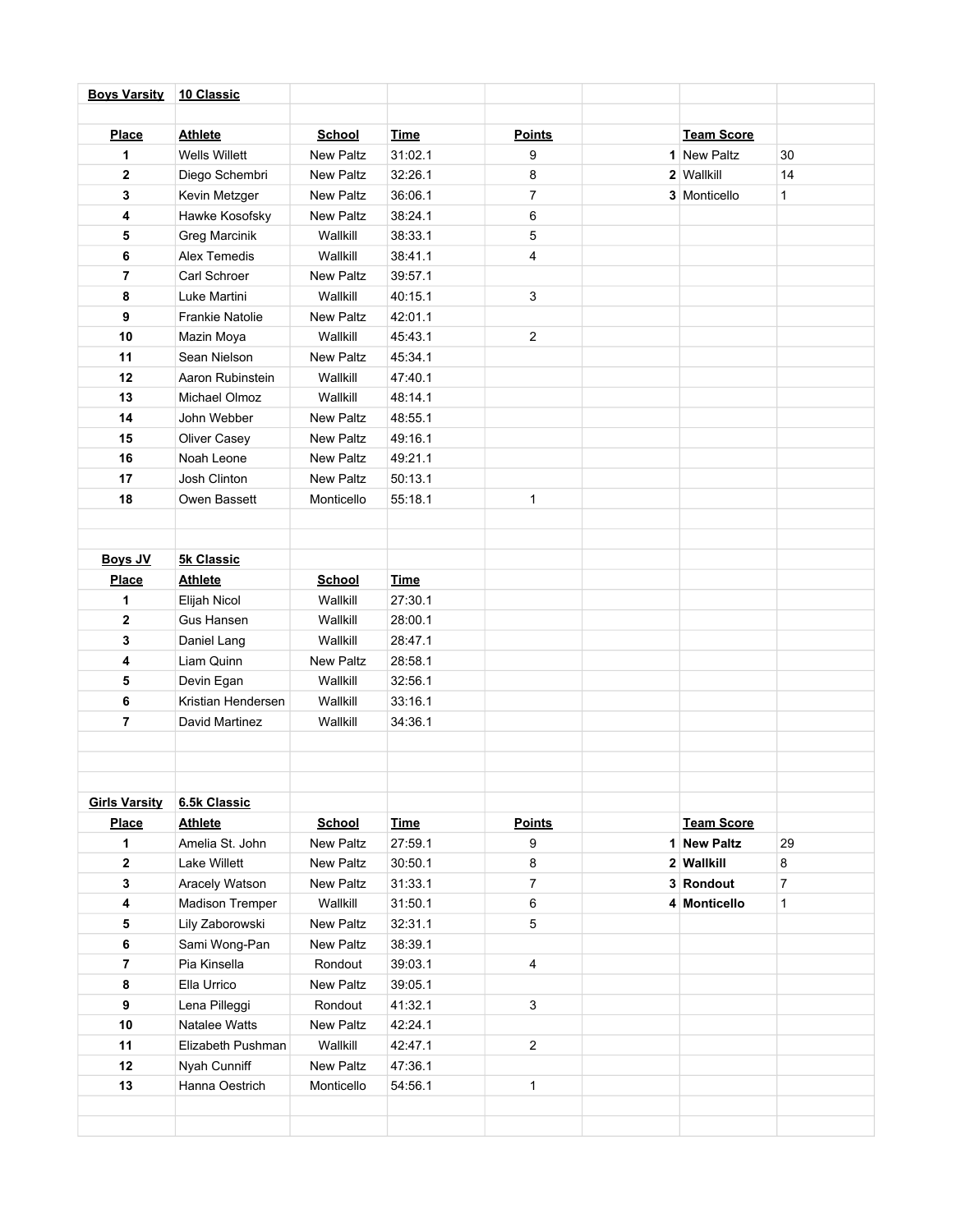## Boys Varsity — 10 Classic

| Place | Athlete | School | Time | Points | | Team Score | |
|---|---|---|---|---|---|---|---|
| 1 | Wells Willett | New Paltz | 31:02.1 | 9 | 1 | New Paltz | 30 |
| 2 | Diego Schembri | New Paltz | 32:26.1 | 8 | 2 | Wallkill | 14 |
| 3 | Kevin Metzger | New Paltz | 36:06.1 | 7 | 3 | Monticello | 1 |
| 4 | Hawke Kosofsky | New Paltz | 38:24.1 | 6 | | | |
| 5 | Greg Marcinik | Wallkill | 38:33.1 | 5 | | | |
| 6 | Alex Temedis | Wallkill | 38:41.1 | 4 | | | |
| 7 | Carl Schroer | New Paltz | 39:57.1 | | | | |
| 8 | Luke Martini | Wallkill | 40:15.1 | 3 | | | |
| 9 | Frankie Natolie | New Paltz | 42:01.1 | | | | |
| 10 | Mazin Moya | Wallkill | 45:43.1 | 2 | | | |
| 11 | Sean Nielson | New Paltz | 45:34.1 | | | | |
| 12 | Aaron Rubinstein | Wallkill | 47:40.1 | | | | |
| 13 | Michael Olmoz | Wallkill | 48:14.1 | | | | |
| 14 | John Webber | New Paltz | 48:55.1 | | | | |
| 15 | Oliver Casey | New Paltz | 49:16.1 | | | | |
| 16 | Noah Leone | New Paltz | 49:21.1 | | | | |
| 17 | Josh Clinton | New Paltz | 50:13.1 | | | | |
| 18 | Owen Bassett | Monticello | 55:18.1 | 1 | | | |

## Boys JV — 5k Classic

| Place | Athlete | School | Time |
|---|---|---|---|
| 1 | Elijah Nicol | Wallkill | 27:30.1 |
| 2 | Gus Hansen | Wallkill | 28:00.1 |
| 3 | Daniel Lang | Wallkill | 28:47.1 |
| 4 | Liam Quinn | New Paltz | 28:58.1 |
| 5 | Devin Egan | Wallkill | 32:56.1 |
| 6 | Kristian Hendersen | Wallkill | 33:16.1 |
| 7 | David Martinez | Wallkill | 34:36.1 |

## Girls Varsity — 6.5k Classic

| Place | Athlete | School | Time | Points | | Team Score | |
|---|---|---|---|---|---|---|---|
| 1 | Amelia St. John | New Paltz | 27:59.1 | 9 | 1 | **New Paltz** | 29 |
| 2 | Lake Willett | New Paltz | 30:50.1 | 8 | 2 | **Wallkill** | 8 |
| 3 | Aracely Watson | New Paltz | 31:33.1 | 7 | 3 | **Rondout** | 7 |
| 4 | Madison Tremper | Wallkill | 31:50.1 | 6 | 4 | **Monticello** | 1 |
| 5 | Lily Zaborowski | New Paltz | 32:31.1 | 5 | | | |
| 6 | Sami Wong-Pan | New Paltz | 38:39.1 | | | | |
| 7 | Pia Kinsella | Rondout | 39:03.1 | 4 | | | |
| 8 | Ella Urrico | New Paltz | 39:05.1 | | | | |
| 9 | Lena Pilleggi | Rondout | 41:32.1 | 3 | | | |
| 10 | Natalee Watts | New Paltz | 42:24.1 | | | | |
| 11 | Elizabeth Pushman | Wallkill | 42:47.1 | 2 | | | |
| 12 | Nyah Cunniff | New Paltz | 47:36.1 | | | | |
| 13 | Hanna Oestrich | Monticello | 54:56.1 | 1 | | | |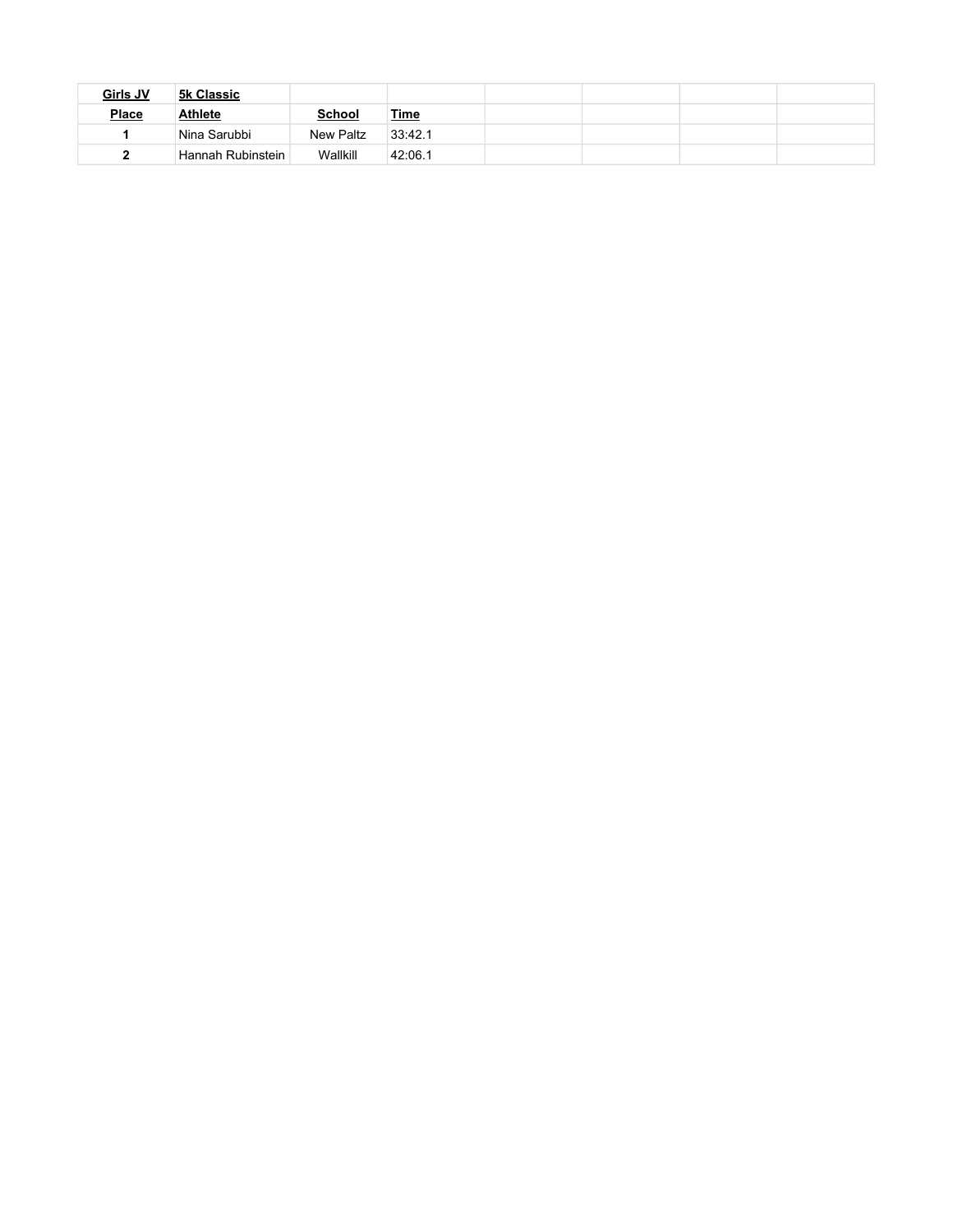| Girls JV | 5k Classic | | | | | | |
|---|---|---|---|---|---|---|---|
| **Place** | **Athlete** | **School** | **Time** | | | | |
| 1 | Nina Sarubbi | New Paltz | 33:42.1 | | | | |
| 2 | Hannah Rubinstein | Wallkill | 42:06.1 | | | | |